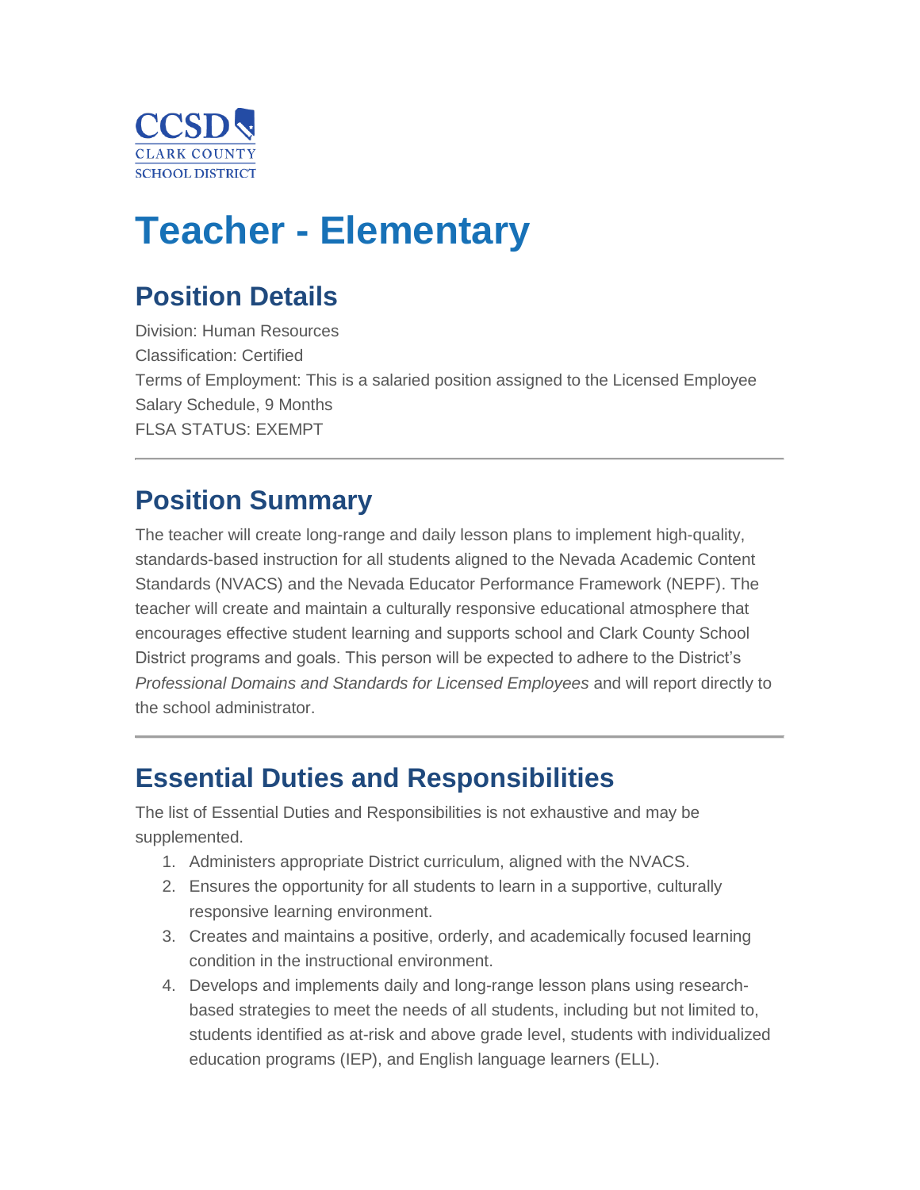CCSD
CLARK COUNTY
SCHOOL DISTRICT

# Teacher - Elementary

## Position Details

Division: Human Resources
Classification: Certified
Terms of Employment: This is a salaried position assigned to the Licensed Employee Salary Schedule, 9 Months
FLSA STATUS: EXEMPT

---

## Position Summary

The teacher will create long-range and daily lesson plans to implement high-quality, standards-based instruction for all students aligned to the Nevada Academic Content Standards (NVACS) and the Nevada Educator Performance Framework (NEPF). The teacher will create and maintain a culturally responsive educational atmosphere that encourages effective student learning and supports school and Clark County School District programs and goals. This person will be expected to adhere to the District's *Professional Domains and Standards for Licensed Employees* and will report directly to the school administrator.

---

## Essential Duties and Responsibilities

The list of Essential Duties and Responsibilities is not exhaustive and may be supplemented.

1. Administers appropriate District curriculum, aligned with the NVACS.
2. Ensures the opportunity for all students to learn in a supportive, culturally responsive learning environment.
3. Creates and maintains a positive, orderly, and academically focused learning condition in the instructional environment.
4. Develops and implements daily and long-range lesson plans using research-based strategies to meet the needs of all students, including but not limited to, students identified as at-risk and above grade level, students with individualized education programs (IEP), and English language learners (ELL).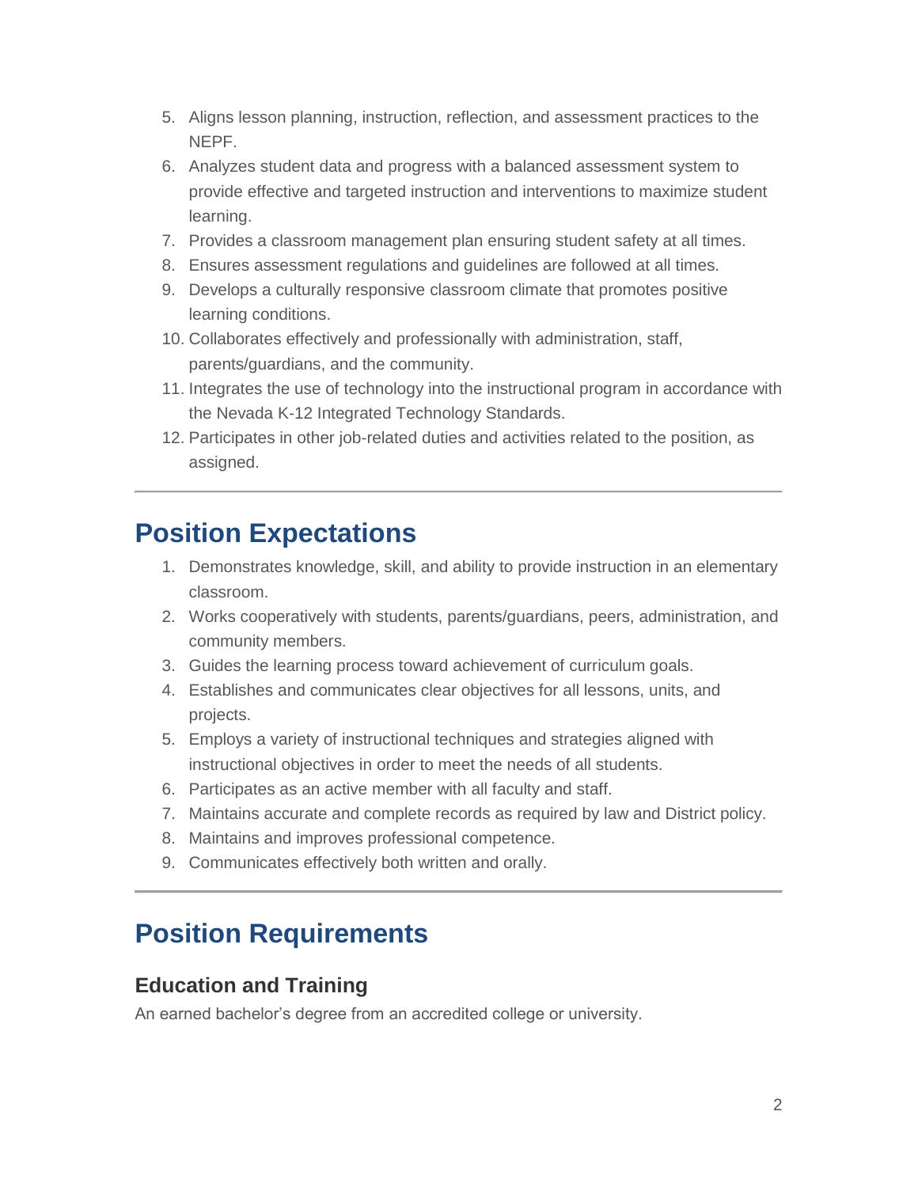5. Aligns lesson planning, instruction, reflection, and assessment practices to the NEPF.
6. Analyzes student data and progress with a balanced assessment system to provide effective and targeted instruction and interventions to maximize student learning.
7. Provides a classroom management plan ensuring student safety at all times.
8. Ensures assessment regulations and guidelines are followed at all times.
9. Develops a culturally responsive classroom climate that promotes positive learning conditions.
10. Collaborates effectively and professionally with administration, staff, parents/guardians, and the community.
11. Integrates the use of technology into the instructional program in accordance with the Nevada K-12 Integrated Technology Standards.
12. Participates in other job-related duties and activities related to the position, as assigned.

---

## Position Expectations

1. Demonstrates knowledge, skill, and ability to provide instruction in an elementary classroom.
2. Works cooperatively with students, parents/guardians, peers, administration, and community members.
3. Guides the learning process toward achievement of curriculum goals.
4. Establishes and communicates clear objectives for all lessons, units, and projects.
5. Employs a variety of instructional techniques and strategies aligned with instructional objectives in order to meet the needs of all students.
6. Participates as an active member with all faculty and staff.
7. Maintains accurate and complete records as required by law and District policy.
8. Maintains and improves professional competence.
9. Communicates effectively both written and orally.

---

## Position Requirements

### Education and Training

An earned bachelor's degree from an accredited college or university.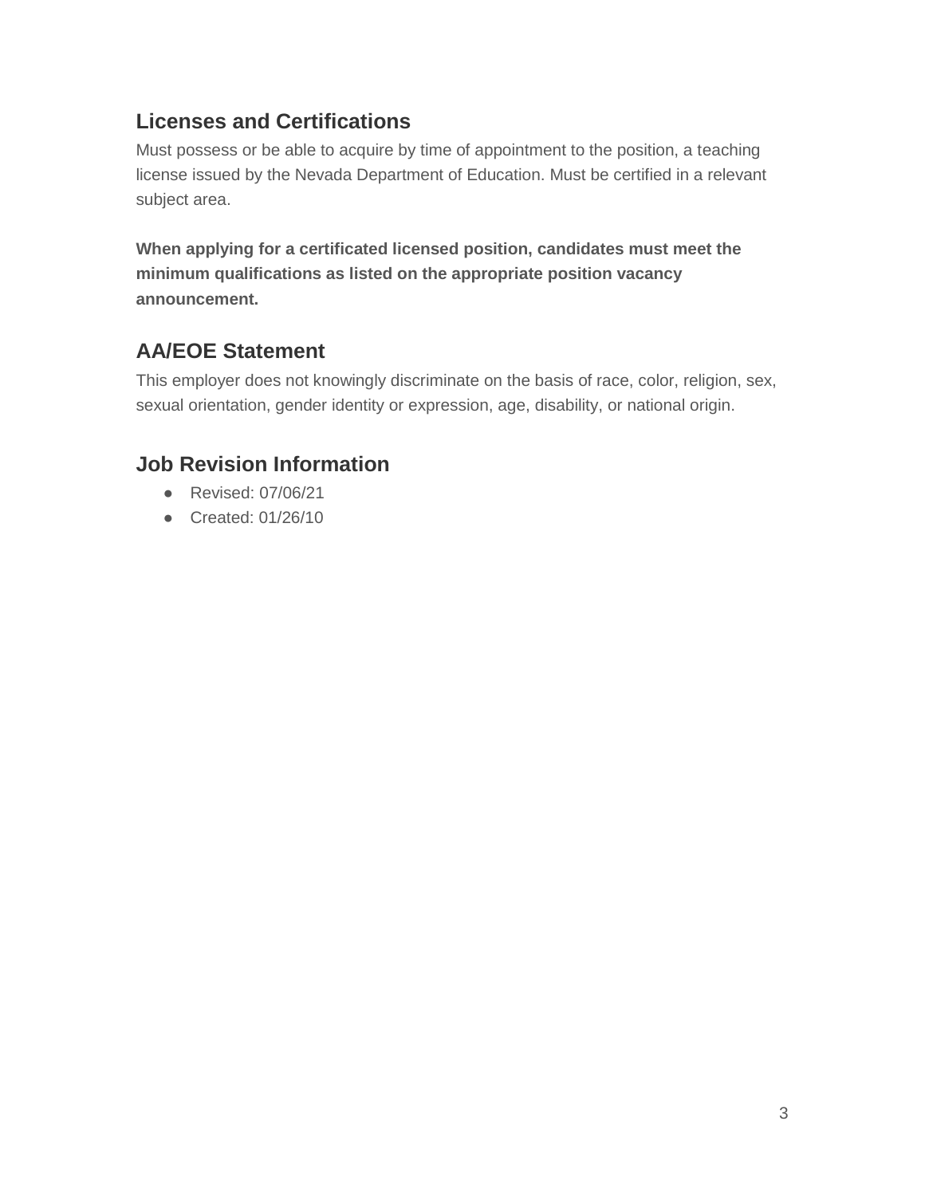## Licenses and Certifications

Must possess or be able to acquire by time of appointment to the position, a teaching license issued by the Nevada Department of Education. Must be certified in a relevant subject area.

**When applying for a certificated licensed position, candidates must meet the minimum qualifications as listed on the appropriate position vacancy announcement.**

## AA/EOE Statement

This employer does not knowingly discriminate on the basis of race, color, religion, sex, sexual orientation, gender identity or expression, age, disability, or national origin.

## Job Revision Information

- Revised: 07/06/21
- Created: 01/26/10